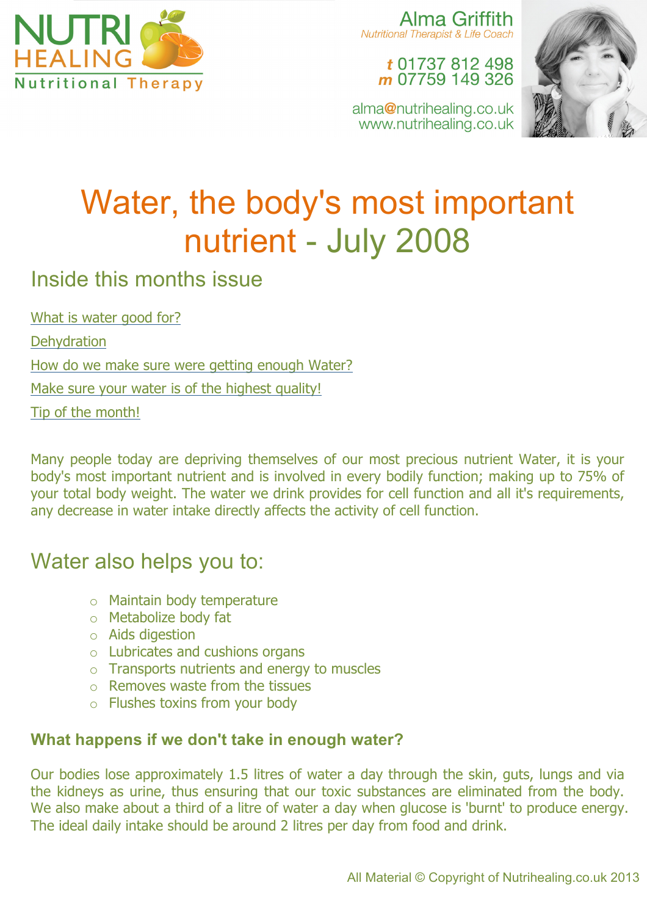NUTRI HEALING Nutritional Therapy

Alma Griffith
*Nutritional Therapist & Life Coach*

**t** 01737 812 498
**m** 07759 149 326

alma@nutrihealing.co.uk
www.nutrihealing.co.uk

# Water, the body's most important nutrient - July 2008

## Inside this months issue

What is water good for?

Dehydration

How do we make sure were getting enough Water?

Make sure your water is of the highest quality!

Tip of the month!

Many people today are depriving themselves of our most precious nutrient Water, it is your body's most important nutrient and is involved in every bodily function; making up to 75% of your total body weight. The water we drink provides for cell function and all it's requirements, any decrease in water intake directly affects the activity of cell function.

## Water also helps you to:

- Maintain body temperature
- Metabolize body fat
- Aids digestion
- Lubricates and cushions organs
- Transports nutrients and energy to muscles
- Removes waste from the tissues
- Flushes toxins from your body

**What happens if we don't take in enough water?**

Our bodies lose approximately 1.5 litres of water a day through the skin, guts, lungs and via the kidneys as urine, thus ensuring that our toxic substances are eliminated from the body. We also make about a third of a litre of water a day when glucose is 'burnt' to produce energy. The ideal daily intake should be around 2 litres per day from food and drink.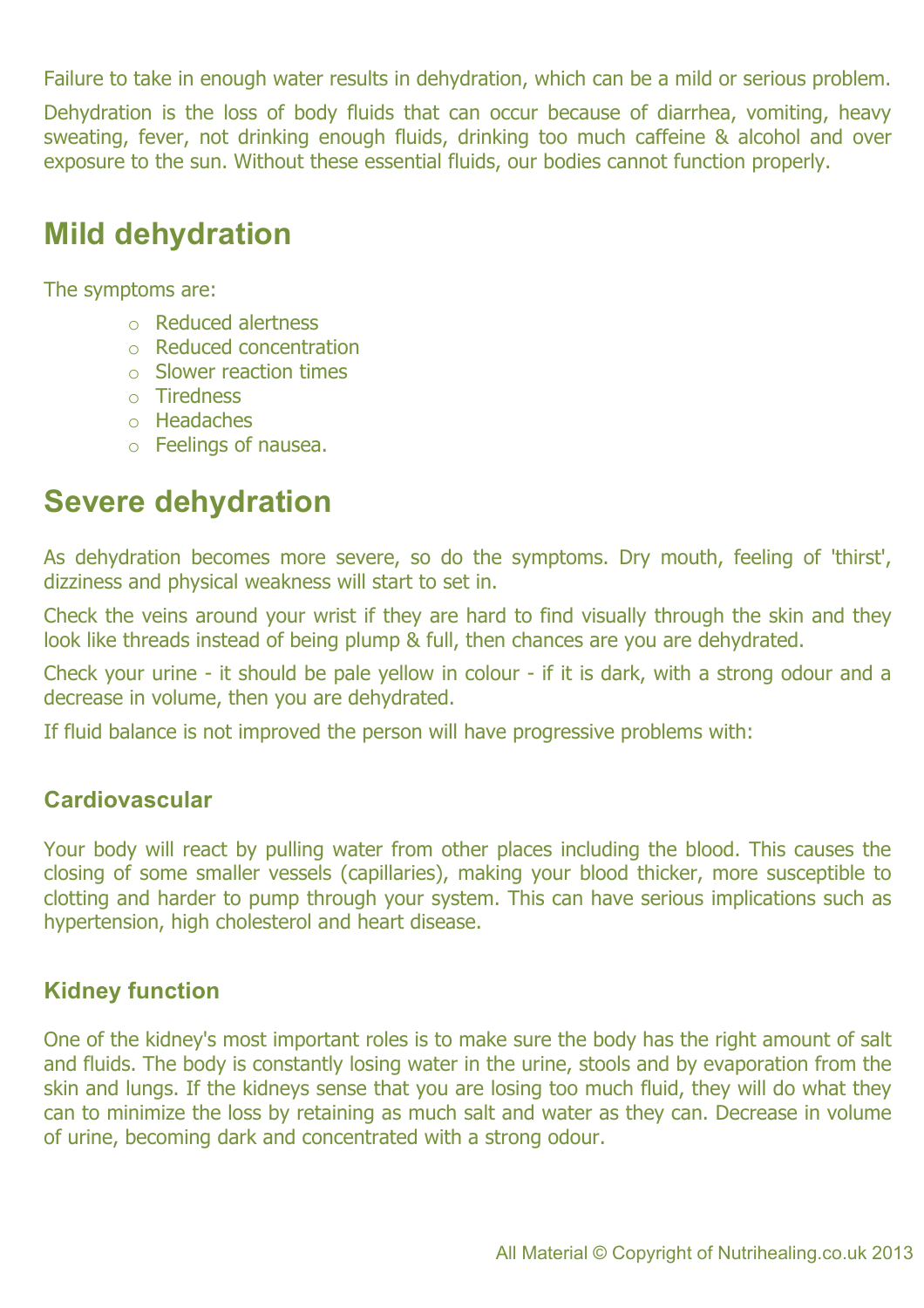Failure to take in enough water results in dehydration, which can be a mild or serious problem.

Dehydration is the loss of body fluids that can occur because of diarrhea, vomiting, heavy sweating, fever, not drinking enough fluids, drinking too much caffeine & alcohol and over exposure to the sun. Without these essential fluids, our bodies cannot function properly.

## Mild dehydration

The symptoms are:

- Reduced alertness
- Reduced concentration
- Slower reaction times
- Tiredness
- Headaches
- Feelings of nausea.

## Severe dehydration

As dehydration becomes more severe, so do the symptoms. Dry mouth, feeling of 'thirst', dizziness and physical weakness will start to set in.

Check the veins around your wrist if they are hard to find visually through the skin and they look like threads instead of being plump & full, then chances are you are dehydrated.

Check your urine - it should be pale yellow in colour - if it is dark, with a strong odour and a decrease in volume, then you are dehydrated.

If fluid balance is not improved the person will have progressive problems with:

### Cardiovascular

Your body will react by pulling water from other places including the blood. This causes the closing of some smaller vessels (capillaries), making your blood thicker, more susceptible to clotting and harder to pump through your system. This can have serious implications such as hypertension, high cholesterol and heart disease.

### Kidney function

One of the kidney's most important roles is to make sure the body has the right amount of salt and fluids. The body is constantly losing water in the urine, stools and by evaporation from the skin and lungs. If the kidneys sense that you are losing too much fluid, they will do what they can to minimize the loss by retaining as much salt and water as they can. Decrease in volume of urine, becoming dark and concentrated with a strong odour.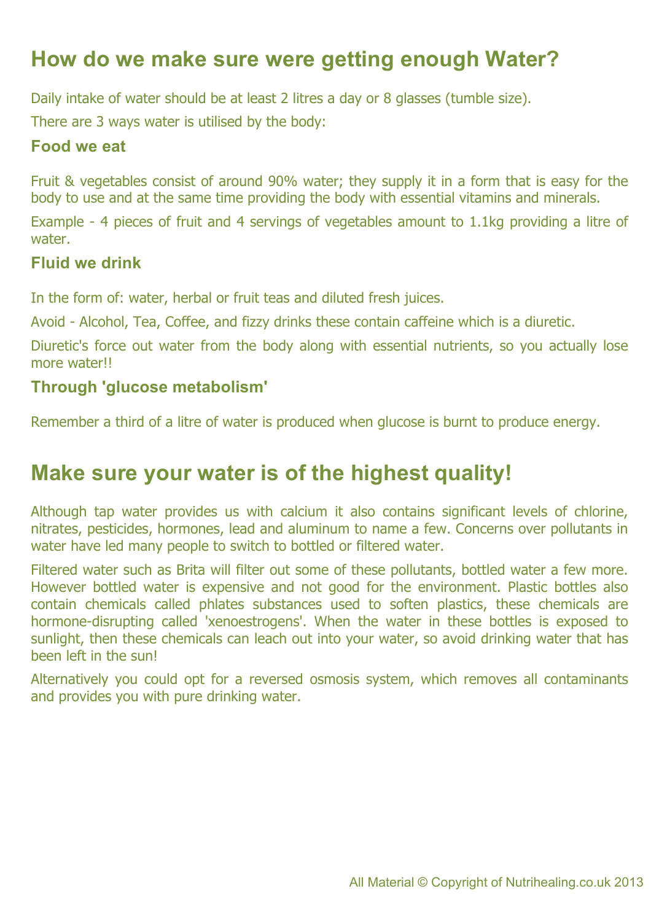## How do we make sure were getting enough Water?

Daily intake of water should be at least 2 litres a day or 8 glasses (tumble size).

There are 3 ways water is utilised by the body:

### Food we eat

Fruit & vegetables consist of around 90% water; they supply it in a form that is easy for the body to use and at the same time providing the body with essential vitamins and minerals.

Example - 4 pieces of fruit and 4 servings of vegetables amount to 1.1kg providing a litre of water.

### Fluid we drink

In the form of: water, herbal or fruit teas and diluted fresh juices.

Avoid - Alcohol, Tea, Coffee, and fizzy drinks these contain caffeine which is a diuretic.

Diuretic's force out water from the body along with essential nutrients, so you actually lose more water!!

### Through 'glucose metabolism'

Remember a third of a litre of water is produced when glucose is burnt to produce energy.

## Make sure your water is of the highest quality!

Although tap water provides us with calcium it also contains significant levels of chlorine, nitrates, pesticides, hormones, lead and aluminum to name a few. Concerns over pollutants in water have led many people to switch to bottled or filtered water.

Filtered water such as Brita will filter out some of these pollutants, bottled water a few more. However bottled water is expensive and not good for the environment. Plastic bottles also contain chemicals called phlates substances used to soften plastics, these chemicals are hormone-disrupting called 'xenoestrogens'. When the water in these bottles is exposed to sunlight, then these chemicals can leach out into your water, so avoid drinking water that has been left in the sun!

Alternatively you could opt for a reversed osmosis system, which removes all contaminants and provides you with pure drinking water.

All Material © Copyright of Nutrihealing.co.uk 2013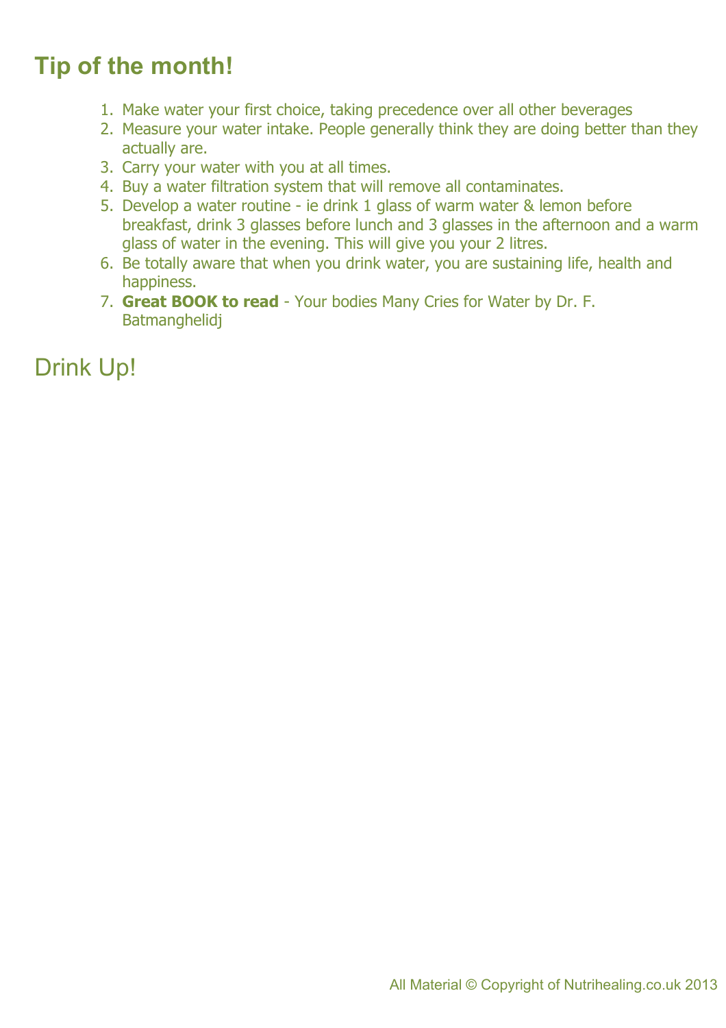## Tip of the month!

1. Make water your first choice, taking precedence over all other beverages
2. Measure your water intake. People generally think they are doing better than they actually are.
3. Carry your water with you at all times.
4. Buy a water filtration system that will remove all contaminates.
5. Develop a water routine - ie drink 1 glass of warm water & lemon before breakfast, drink 3 glasses before lunch and 3 glasses in the afternoon and a warm glass of water in the evening. This will give you your 2 litres.
6. Be totally aware that when you drink water, you are sustaining life, health and happiness.
7. **Great BOOK to read** - Your bodies Many Cries for Water by Dr. F. Batmanghelidj

Drink Up!

All Material © Copyright of Nutrihealing.co.uk 2013